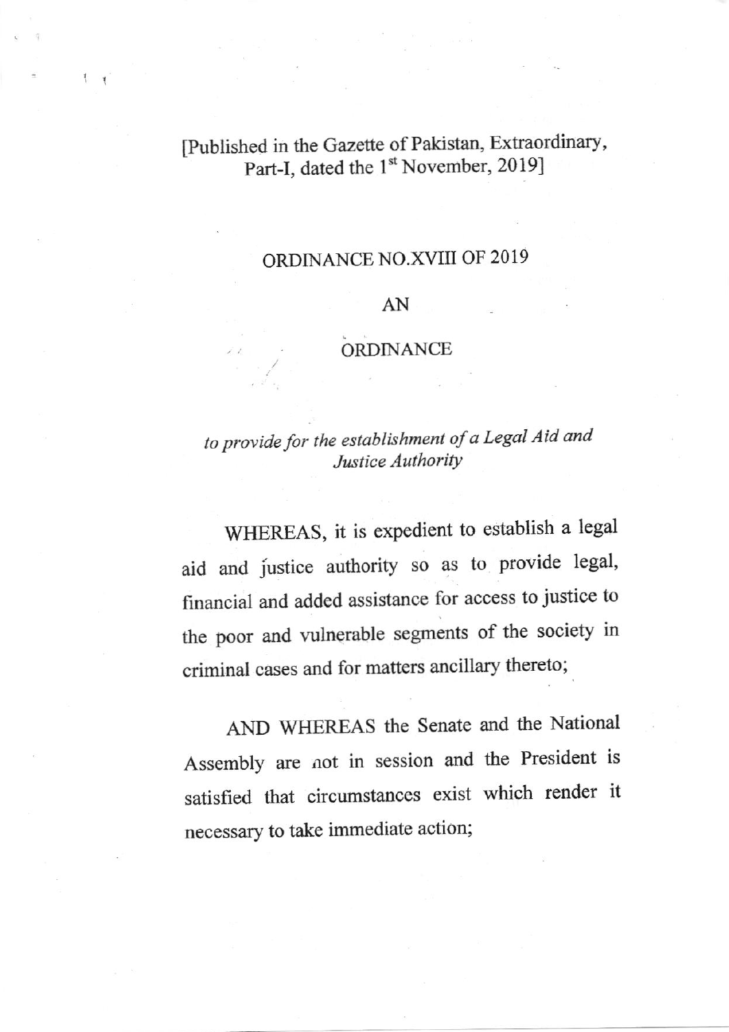[Published in the Gazette of Pakistan, Extraordinary, Part-I, dated the 1st November, 2019]

# ORDINANCE NO.XVIII OF 2019

## AN

## ORDINANCE

*to provide for the establishment of a Legal Aid and Justice Authority*

WHEREAS, it is expedient to establish a legal aid and justice authority so as to provide legal, financial and added assistance for access to justice to the poor and vulnerable segments of the society in criminal cases and for matters ancillary thereto;

AND WHEREAS the Senate and the National Assembly are not in session and the President is satisfied that circumstances exist which render it necessary to take immediate action;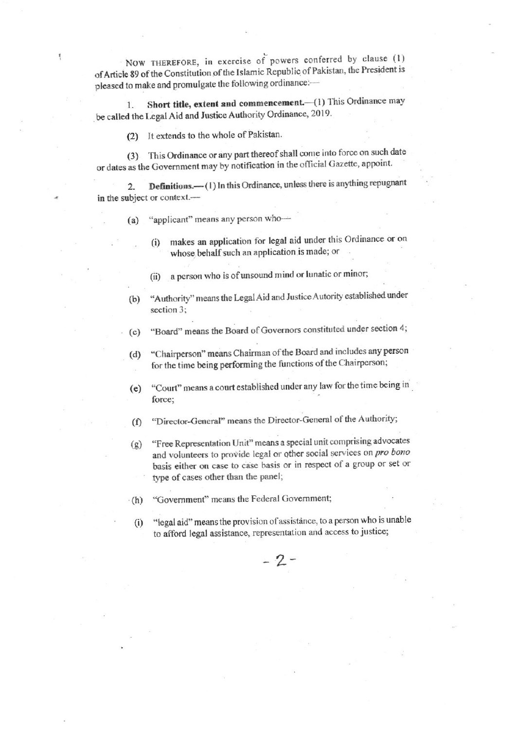NOW THEREFORE, in exercise of powers conferred by clause (1) of Article 89 of the Constitution of the Islamic Republic of Pakistan, the President is pleased to make and promulgate the following ordinance:—

1. **Short title, extent and commencement.**—(1) This Ordinance may be called the Legal Aid and Justice Authority Ordinance, 2019.

(2) It extends to the whole of Pakistan.

(3) This Ordinance or any part thereof shall come into force on such date or dates as the Government may by notification in the official Gazette, appoint.

2. **Definitions.**—(1) In this Ordinance, unless there is anything repugnant in the subject or context.—

(a) "applicant" means any person who—

(i) makes an application for legal aid under this Ordinance or on whose behalf such an application is made; or

(ii) a person who is of unsound mind or lunatic or minor;

(b) "Authority" means the Legal Aid and Justice Autority established under section 3;

(c) "Board" means the Board of Governors constituted under section 4;

(d) "Chairperson" means Chairman of the Board and includes any person for the time being performing the functions of the Chairperson;

(e) "Court" means a court established under any law for the time being in force;

(f) "Director-General" means the Director-General of the Authority;

(g) "Free Representation Unit" means a special unit comprising advocates and volunteers to provide legal or other social services on *pro bono* basis either on case to case basis or in respect of a group or set or type of cases other than the panel;

(h) "Government" means the Federal Government;

(i) "legal aid" means the provision of assistance, to a person who is unable to afford legal assistance, representation and access to justice;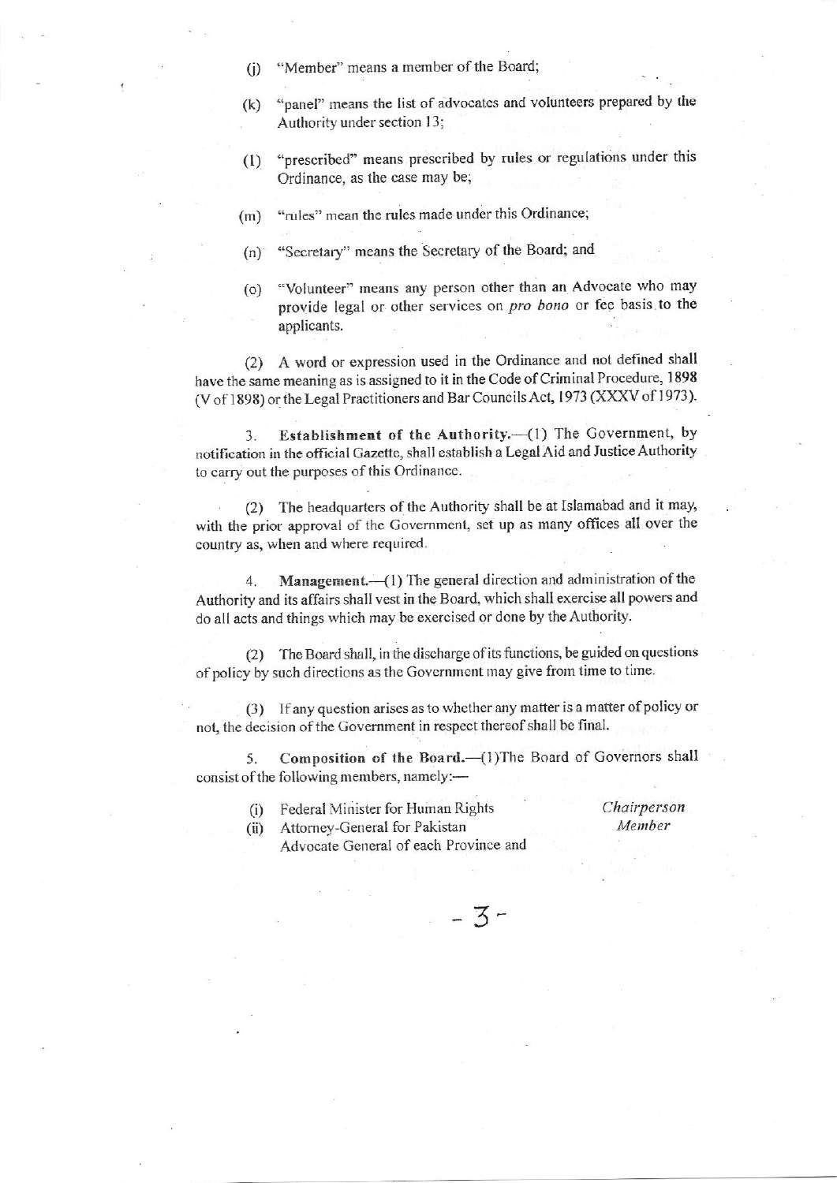(j) "Member" means a member of the Board;

(k) "panel" means the list of advocates and volunteers prepared by the Authority under section 13;

(l) "prescribed" means prescribed by rules or regulations under this Ordinance, as the case may be;

(m) "rules" mean the rules made under this Ordinance;

(n) "Secretary" means the Secretary of the Board; and

(o) "Volunteer" means any person other than an Advocate who may provide legal or other services on *pro bono* or fee basis to the applicants.

(2) A word or expression used in the Ordinance and not defined shall have the same meaning as is assigned to it in the Code of Criminal Procedure, 1898 (V of 1898) or the Legal Practitioners and Bar Councils Act, 1973 (XXXV of 1973).

3. **Establishment of the Authority.**—(1) The Government, by notification in the official Gazette, shall establish a Legal Aid and Justice Authority to carry out the purposes of this Ordinance.

(2) The headquarters of the Authority shall be at Islamabad and it may, with the prior approval of the Government, set up as many offices all over the country as, when and where required.

4. **Management.**—(1) The general direction and administration of the Authority and its affairs shall vest in the Board, which shall exercise all powers and do all acts and things which may be exercised or done by the Authority.

(2) The Board shall, in the discharge of its functions, be guided on questions of policy by such directions as the Government may give from time to time.

(3) If any question arises as to whether any matter is a matter of policy or not, the decision of the Government in respect thereof shall be final.

5. **Composition of the Board.**—(1)The Board of Governors shall consist of the following members, namely:—

(i) Federal Minister for Human Rights — *Chairperson*

(ii) Attorney-General for Pakistan — *Member*

Advocate General of each Province and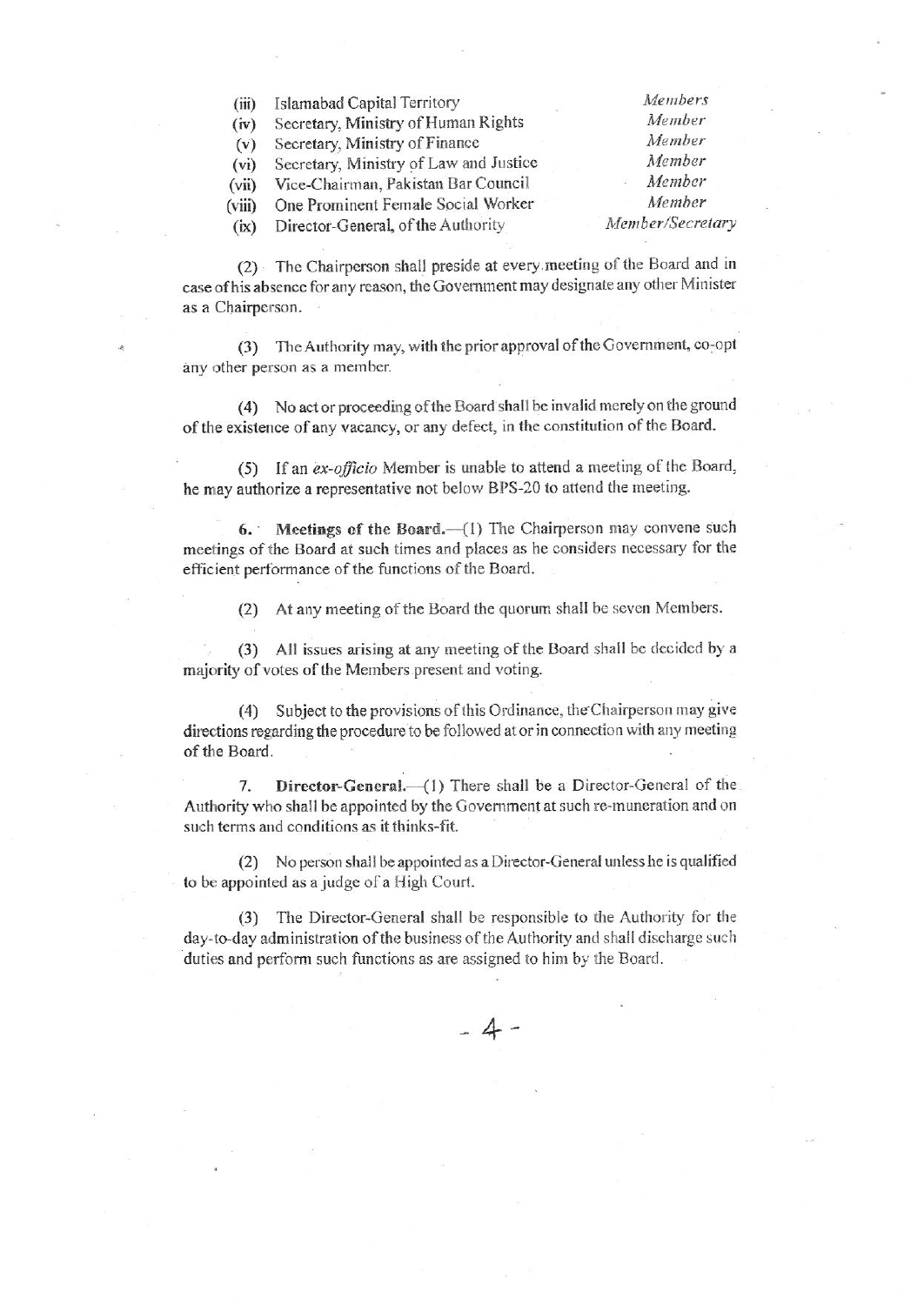| | | |
|---|---|---|
| (iii) | Islamabad Capital Territory | *Members* |
| (iv) | Secretary, Ministry of Human Rights | *Member* |
| (v) | Secretary, Ministry of Finance | *Member* |
| (vi) | Secretary, Ministry of Law and Justice | *Member* |
| (vii) | Vice-Chairman, Pakistan Bar Council | *Member* |
| (viii) | One Prominent Female Social Worker | *Member* |
| (ix) | Director-General, of the Authority | *Member/Secretary* |

(2) The Chairperson shall preside at every meeting of the Board and in case of his absence for any reason, the Government may designate any other Minister as a Chairperson.

(3) The Authority may, with the prior approval of the Government, co-opt any other person as a member.

(4) No act or proceeding of the Board shall be invalid merely on the ground of the existence of any vacancy, or any defect, in the constitution of the Board.

(5) If an *ex-officio* Member is unable to attend a meeting of the Board, he may authorize a representative not below BPS-20 to attend the meeting.

6. **Meetings of the Board.**—(1) The Chairperson may convene such meetings of the Board at such times and places as he considers necessary for the efficient performance of the functions of the Board.

(2) At any meeting of the Board the quorum shall be seven Members.

(3) All issues arising at any meeting of the Board shall be decided by a majority of votes of the Members present and voting.

(4) Subject to the provisions of this Ordinance, the Chairperson may give directions regarding the procedure to be followed at or in connection with any meeting of the Board.

7. **Director-General.**—(1) There shall be a Director-General of the Authority who shall be appointed by the Government at such re-muneration and on such terms and conditions as it thinks-fit.

(2) No person shall be appointed as a Director-General unless he is qualified to be appointed as a judge of a High Court.

(3) The Director-General shall be responsible to the Authority for the day-to-day administration of the business of the Authority and shall discharge such duties and perform such functions as are assigned to him by the Board.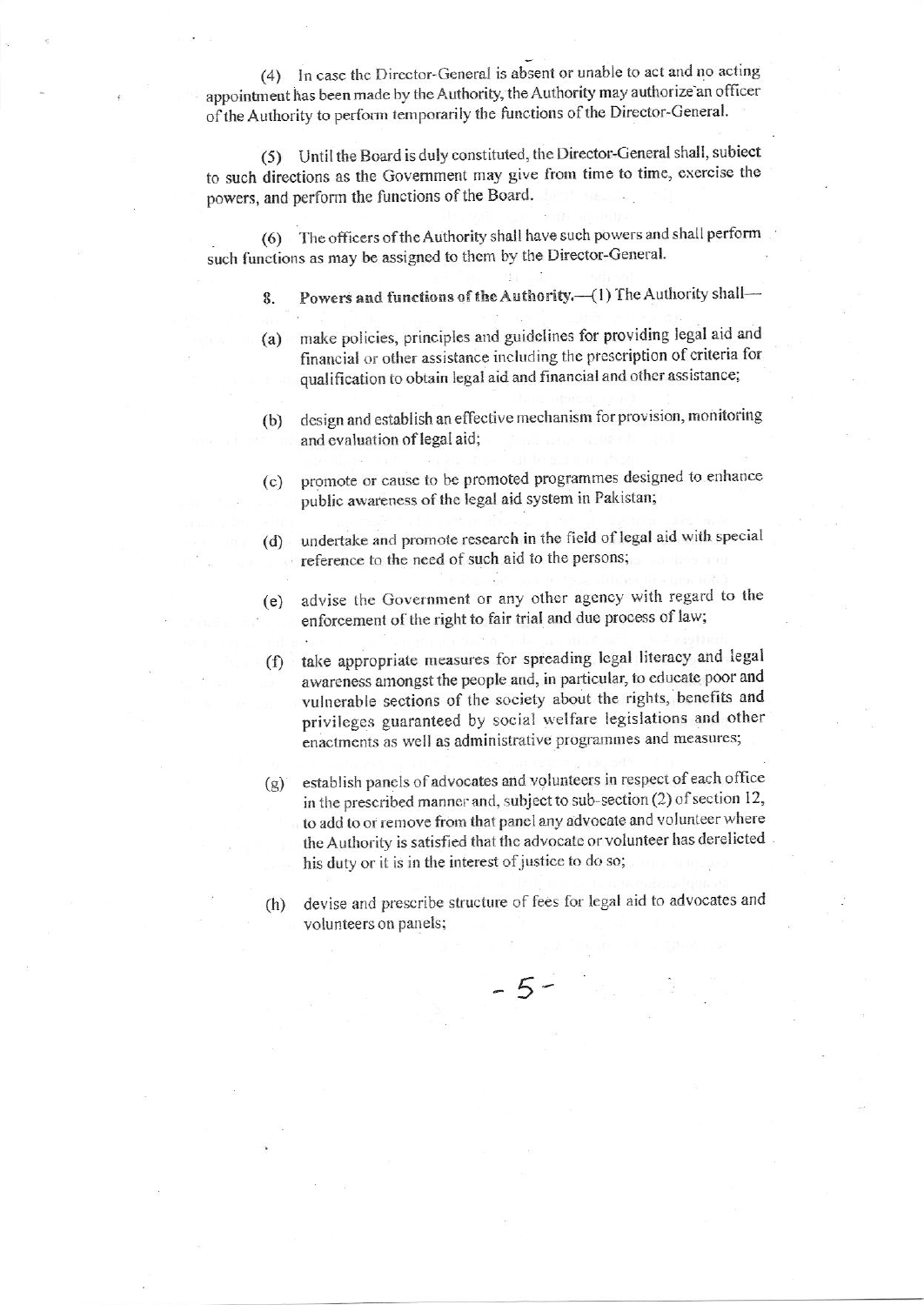(4) In case the Director-General is absent or unable to act and no acting appointment has been made by the Authority, the Authority may authorize an officer of the Authority to perform temporarily the functions of the Director-General.

(5) Until the Board is duly constituted, the Director-General shall, subject to such directions as the Government may give from time to time, exercise the powers, and perform the functions of the Board.

(6) The officers of the Authority shall have such powers and shall perform such functions as may be assigned to them by the Director-General.

8. **Powers and functions of the Authority.**—(1) The Authority shall—

(a) make policies, principles and guidelines for providing legal aid and financial or other assistance including the prescription of criteria for qualification to obtain legal aid and financial and other assistance;

(b) design and establish an effective mechanism for provision, monitoring and evaluation of legal aid;

(c) promote or cause to be promoted programmes designed to enhance public awareness of the legal aid system in Pakistan;

(d) undertake and promote research in the field of legal aid with special reference to the need of such aid to the persons;

(e) advise the Government or any other agency with regard to the enforcement of the right to fair trial and due process of law;

(f) take appropriate measures for spreading legal literacy and legal awareness amongst the people and, in particular, to educate poor and vulnerable sections of the society about the rights, benefits and privileges guaranteed by social welfare legislations and other enactments as well as administrative programmes and measures;

(g) establish panels of advocates and volunteers in respect of each office in the prescribed manner and, subject to sub-section (2) of section 12, to add to or remove from that panel any advocate and volunteer where the Authority is satisfied that the advocate or volunteer has derelicted his duty or it is in the interest of justice to do so;

(h) devise and prescribe structure of fees for legal aid to advocates and volunteers on panels;